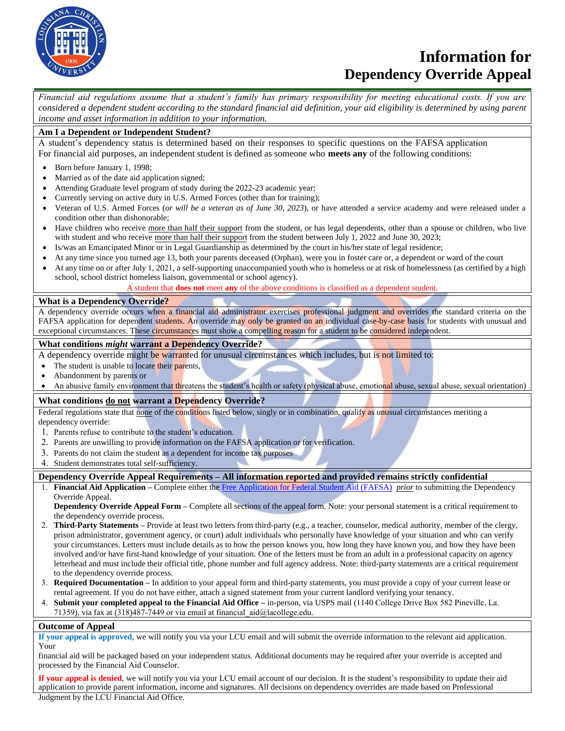# Information for Dependency Override Appeal

*Financial aid regulations assume that a student's family has primary responsibility for meeting educational costs. If you are considered a dependent student according to the standard financial aid definition, your aid eligibility is determined by using parent income and asset information in addition to your information.*

## Am I a Dependent or Independent Student?

A student's dependency status is determined based on their responses to specific questions on the FAFSA application
For financial aid purposes, an independent student is defined as someone who **meets any** of the following conditions:

- Born before January 1, 1998;
- Married as of the date aid application signed;
- Attending Graduate level program of study during the 2022-23 academic year;
- Currently serving on active duty in U.S. Armed Forces (other than for training);
- Veteran of U.S. Armed Forces (*or will be a veteran as of June 30, 2023*), or have attended a service academy and were released under a condition other than dishonorable;
- Have children who receive more than half their support from the student, or has legal dependents, other than a spouse or children, who live with student and who receive more than half their support from the student between July 1, 2022 and June 30, 2023;
- Is/was an Emancipated Minor or in Legal Guardianship as determined by the court in his/her state of legal residence;
- At any time since you turned age 13, both your parents deceased (Orphan), were you in foster care or, a dependent or ward of the court
- At any time on or after July 1, 2021, a self-supporting unaccompanied youth who is homeless or at risk of homelessness (as certified by a high school, school district homeless liaison, governmental or school agency).

A student that **does not** meet **any** of the above conditions is classified as a dependent student.

## What is a Dependency Override?

A dependency override occurs when a financial aid administrator exercises professional judgment and overrides the standard criteria on the FAFSA application for dependent students. An override may only be granted on an individual case-by-case basis for students with unusual and exceptional circumstances. These circumstances must show a compelling reason for a student to be considered independent.

## What conditions *might* warrant a Dependency Override?

A dependency override might be warranted for unusual circumstances which includes, but is not limited to:

- The student is unable to locate their parents,
- Abandonment by parents or
- An abusive family environment that threatens the student's health or safety (physical abuse, emotional abuse, sexual abuse, sexual orientation)

## What conditions do not warrant a Dependency Override?

Federal regulations state that none of the conditions listed below, singly or in combination, qualify as unusual circumstances meriting a dependency override:

1. Parents refuse to contribute to the student's education.
2. Parents are unwilling to provide information on the FAFSA application or for verification.
3. Parents do not claim the student as a dependent for income tax purposes
4. Student demonstrates total self-sufficiency.

## Dependency Override Appeal Requirements – All information reported and provided remains strictly confidential

1. **Financial Aid Application** – Complete either the Free Application for Federal Student Aid (FAFSA) *prior* to submitting the Dependency Override Appeal.
   **Dependency Override Appeal Form** – Complete all sections of the appeal form. Note: your personal statement is a critical requirement to the dependency override process.
2. **Third-Party Statements** – Provide at least two letters from third-party (e.g., a teacher, counselor, medical authority, member of the clergy, prison administrator, government agency, or court) adult individuals who personally have knowledge of your situation and who can verify your circumstances. Letters must include details as to how the person knows you, how long they have known you, and how they have been involved and/or have first-hand knowledge of your situation. One of the letters must be from an adult in a professional capacity on agency letterhead and must include their official title, phone number and full agency address. Note: third-party statements are a critical requirement to the dependency override process.
3. **Required Documentation** – In addition to your appeal form and third-party statements, you must provide a copy of your current lease or rental agreement. If you do not have either, attach a signed statement from your current landlord verifying your tenancy.
4. **Submit your completed appeal to the Financial Aid Office** – in-person, via USPS mail (1140 College Drive Box 582 Pineville, La. 71359), via fax at (318)487-7449 or via email at financial_aid@lacollege.edu.

## Outcome of Appeal

**If your appeal is approved**, we will notify you via your LCU email and will submit the override information to the relevant aid application. Your
financial aid will be packaged based on your independent status. Additional documents may be required after your override is accepted and processed by the Financial Aid Counselor.

**If your appeal is denied**, we will notify you via your LCU email account of our decision. It is the student's responsibility to update their aid application to provide parent information, income and signatures. All decisions on dependency overrides are made based on Professional Judgment by the LCU Financial Aid Office.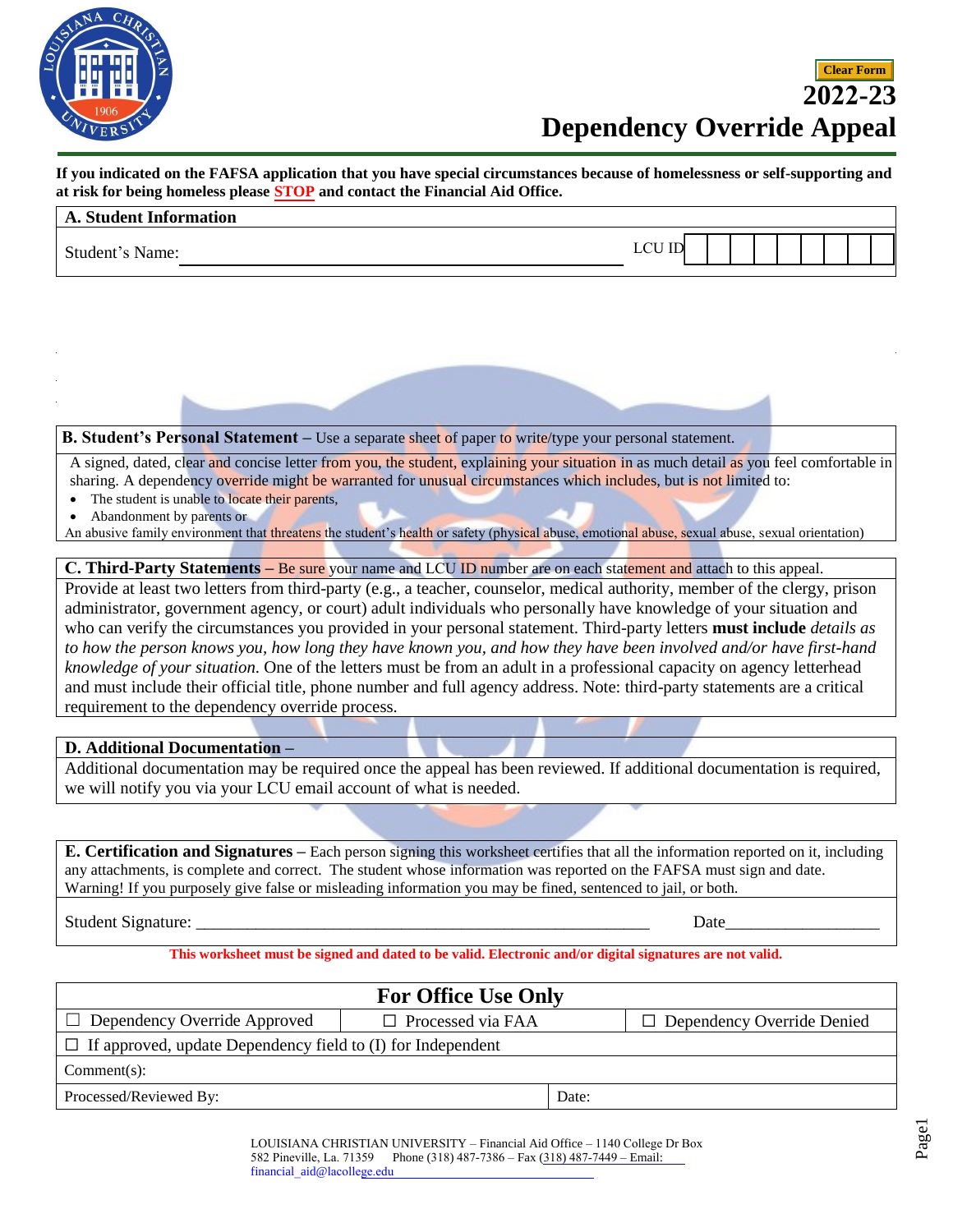Clear Form

# 2022-23 Dependency Override Appeal

**If you indicated on the FAFSA application that you have special circumstances because of homelessness or self-supporting and at risk for being homeless please STOP and contact the Financial Aid Office.**

## A. Student Information

Student's Name: ______________________________ LCU ID

## B. Student's Personal Statement – Use a separate sheet of paper to write/type your personal statement.

A signed, dated, clear and concise letter from you, the student, explaining your situation in as much detail as you feel comfortable in sharing. A dependency override might be warranted for unusual circumstances which includes, but is not limited to:

- The student is unable to locate their parents,
- Abandonment by parents or

An abusive family environment that threatens the student's health or safety (physical abuse, emotional abuse, sexual abuse, sexual orientation)

## C. Third-Party Statements – Be sure your name and LCU ID number are on each statement and attach to this appeal.

Provide at least two letters from third-party (e.g., a teacher, counselor, medical authority, member of the clergy, prison administrator, government agency, or court) adult individuals who personally have knowledge of your situation and who can verify the circumstances you provided in your personal statement. Third-party letters **must include** *details as to how the person knows you, how long they have known you, and how they have been involved and/or have first-hand knowledge of your situation.* One of the letters must be from an adult in a professional capacity on agency letterhead and must include their official title, phone number and full agency address. Note: third-party statements are a critical requirement to the dependency override process.

## D. Additional Documentation –

Additional documentation may be required once the appeal has been reviewed. If additional documentation is required, we will notify you via your LCU email account of what is needed.

## E. Certification and Signatures – Each person signing this worksheet certifies that all the information reported on it, including any attachments, is complete and correct. The student whose information was reported on the FAFSA must sign and date.

Warning! If you purposely give false or misleading information you may be fined, sentenced to jail, or both.

Student Signature: ______________________________________________ Date_________________

**This worksheet must be signed and dated to be valid. Electronic and/or digital signatures are not valid.**

| For Office Use Only | | |
|---|---|---|
| ☐ Dependency Override Approved | ☐ Processed via FAA | ☐ Dependency Override Denied |
| ☐ If approved, update Dependency field to (I) for Independent | | |
| Comment(s): | | |
| Processed/Reviewed By: | Date: | |

LOUISIANA CHRISTIAN UNIVERSITY – Financial Aid Office – 1140 College Dr Box 582 Pineville, La. 71359 Phone (318) 487-7386 – Fax (318) 487-7449 – Email: financial_aid@lacollege.edu